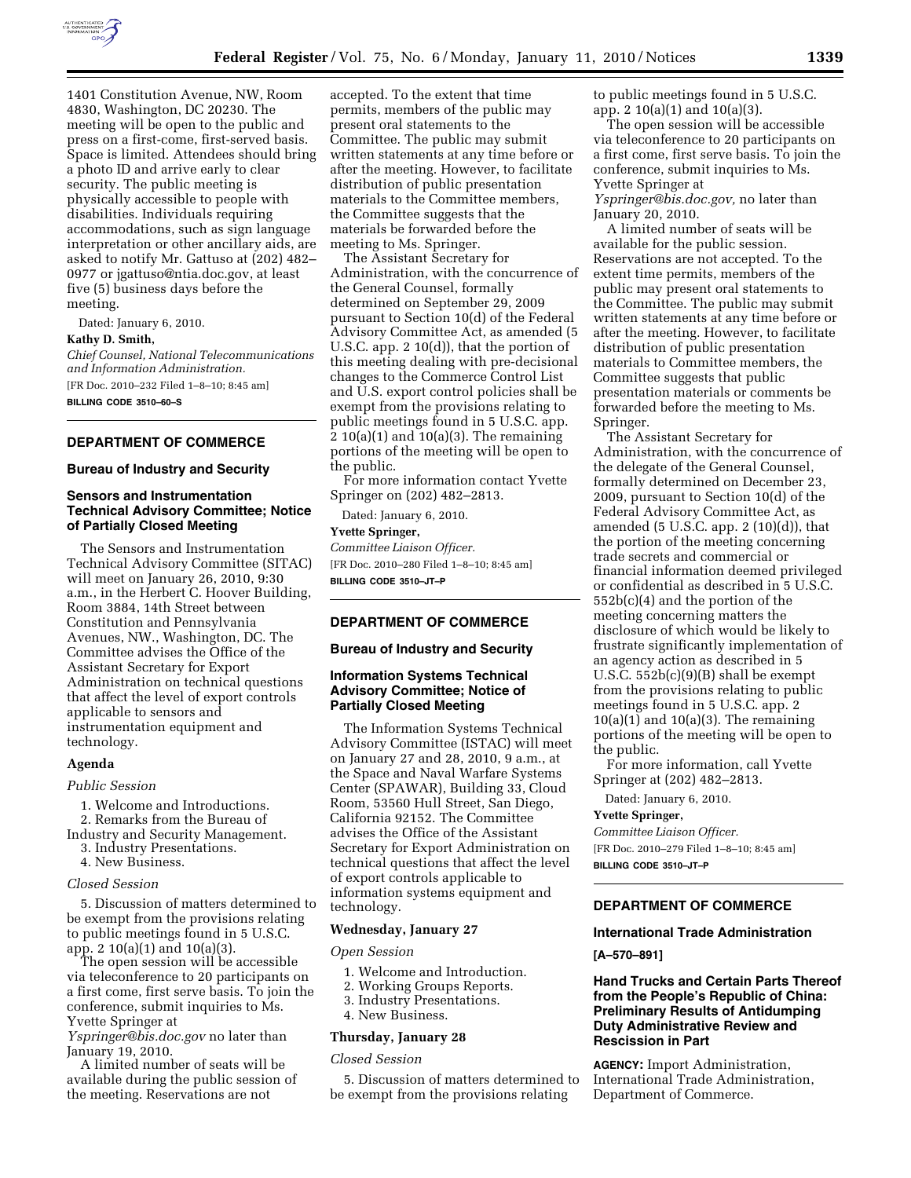1401 Constitution Avenue, NW, Room 4830, Washington, DC 20230. The meeting will be open to the public and press on a first-come, first-served basis. Space is limited. Attendees should bring a photo ID and arrive early to clear security. The public meeting is physically accessible to people with disabilities. Individuals requiring accommodations, such as sign language interpretation or other ancillary aids, are asked to notify Mr. Gattuso at (202) 482–0977 or jgattuso@ntia.doc.gov, at least five (5) business days before the meeting.

Dated: January 6, 2010.

**Kathy D. Smith,**

*Chief Counsel, National Telecommunications and Information Administration.*

[FR Doc. 2010–232 Filed 1–8–10; 8:45 am]

**BILLING CODE 3510–60–S**

## DEPARTMENT OF COMMERCE

### Bureau of Industry and Security

### Sensors and Instrumentation Technical Advisory Committee; Notice of Partially Closed Meeting

The Sensors and Instrumentation Technical Advisory Committee (SITAC) will meet on January 26, 2010, 9:30 a.m., in the Herbert C. Hoover Building, Room 3884, 14th Street between Constitution and Pennsylvania Avenues, NW., Washington, DC. The Committee advises the Office of the Assistant Secretary for Export Administration on technical questions that affect the level of export controls applicable to sensors and instrumentation equipment and technology.

#### Agenda

*Public Session*

1. Welcome and Introductions.
2. Remarks from the Bureau of Industry and Security Management.
3. Industry Presentations.
4. New Business.

*Closed Session*

5. Discussion of matters determined to be exempt from the provisions relating to public meetings found in 5 U.S.C. app. 2 10(a)(1) and 10(a)(3).

The open session will be accessible via teleconference to 20 participants on a first come, first serve basis. To join the conference, submit inquiries to Ms. Yvette Springer at *Yspringer@bis.doc.gov* no later than January 19, 2010.

A limited number of seats will be available during the public session of the meeting. Reservations are not accepted. To the extent that time permits, members of the public may present oral statements to the Committee. The public may submit written statements at any time before or after the meeting. However, to facilitate distribution of public presentation materials to the Committee members, the Committee suggests that the materials be forwarded before the meeting to Ms. Springer.

The Assistant Secretary for Administration, with the concurrence of the General Counsel, formally determined on September 29, 2009 pursuant to Section 10(d) of the Federal Advisory Committee Act, as amended (5 U.S.C. app. 2 10(d)), that the portion of this meeting dealing with pre-decisional changes to the Commerce Control List and U.S. export control policies shall be exempt from the provisions relating to public meetings found in 5 U.S.C. app. 2 10(a)(1) and 10(a)(3). The remaining portions of the meeting will be open to the public.

For more information contact Yvette Springer on (202) 482–2813.

Dated: January 6, 2010.

**Yvette Springer,**

*Committee Liaison Officer.*

[FR Doc. 2010–280 Filed 1–8–10; 8:45 am]

**BILLING CODE 3510–JT–P**

## DEPARTMENT OF COMMERCE

### Bureau of Industry and Security

### Information Systems Technical Advisory Committee; Notice of Partially Closed Meeting

The Information Systems Technical Advisory Committee (ISTAC) will meet on January 27 and 28, 2010, 9 a.m., at the Space and Naval Warfare Systems Center (SPAWAR), Building 33, Cloud Room, 53560 Hull Street, San Diego, California 92152. The Committee advises the Office of the Assistant Secretary for Export Administration on technical questions that affect the level of export controls applicable to information systems equipment and technology.

#### Wednesday, January 27

*Open Session*

1. Welcome and Introduction.
2. Working Groups Reports.
3. Industry Presentations.
4. New Business.

#### Thursday, January 28

*Closed Session*

5. Discussion of matters determined to be exempt from the provisions relating to public meetings found in 5 U.S.C. app. 2 10(a)(1) and 10(a)(3).

The open session will be accessible via teleconference to 20 participants on a first come, first serve basis. To join the conference, submit inquiries to Ms. Yvette Springer at *Yspringer@bis.doc.gov,* no later than January 20, 2010.

A limited number of seats will be available for the public session. Reservations are not accepted. To the extent time permits, members of the public may present oral statements to the Committee. The public may submit written statements at any time before or after the meeting. However, to facilitate distribution of public presentation materials to Committee members, the Committee suggests that public presentation materials or comments be forwarded before the meeting to Ms. Springer.

The Assistant Secretary for Administration, with the concurrence of the delegate of the General Counsel, formally determined on December 23, 2009, pursuant to Section 10(d) of the Federal Advisory Committee Act, as amended (5 U.S.C. app. 2 (10)(d)), that the portion of the meeting concerning trade secrets and commercial or financial information deemed privileged or confidential as described in 5 U.S.C. 552b(c)(4) and the portion of the meeting concerning matters the disclosure of which would be likely to frustrate significantly implementation of an agency action as described in 5 U.S.C. 552b(c)(9)(B) shall be exempt from the provisions relating to public meetings found in 5 U.S.C. app. 2 10(a)(1) and 10(a)(3). The remaining portions of the meeting will be open to the public.

For more information, call Yvette Springer at (202) 482–2813.

Dated: January 6, 2010.

**Yvette Springer,**

*Committee Liaison Officer.*

[FR Doc. 2010–279 Filed 1–8–10; 8:45 am]

**BILLING CODE 3510–JT–P**

## DEPARTMENT OF COMMERCE

### International Trade Administration

**[A–570–891]**

### Hand Trucks and Certain Parts Thereof from the People's Republic of China: Preliminary Results of Antidumping Duty Administrative Review and Rescission in Part

**AGENCY:** Import Administration, International Trade Administration, Department of Commerce.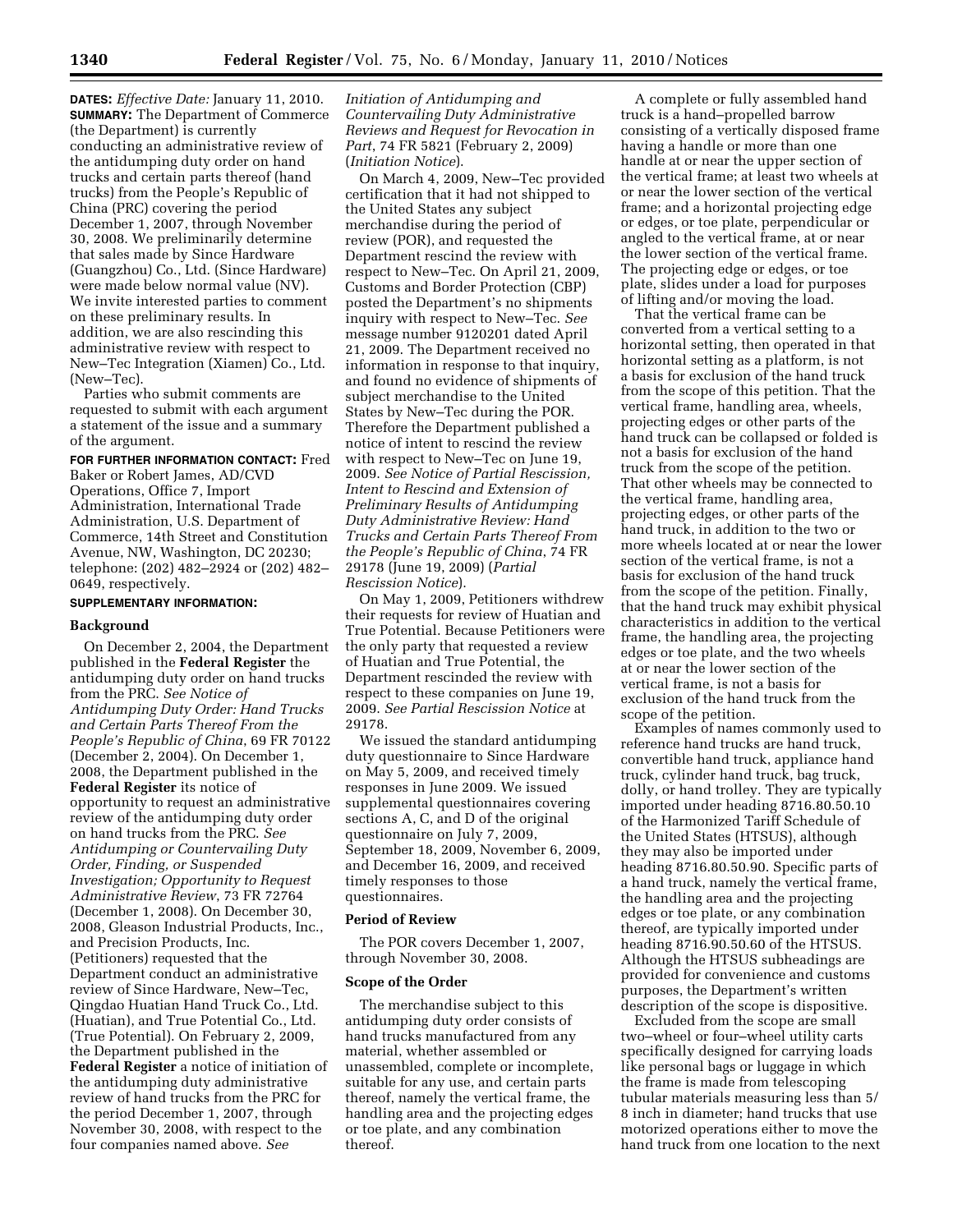**DATES:** *Effective Date:* January 11, 2010.

**SUMMARY:** The Department of Commerce (the Department) is currently conducting an administrative review of the antidumping duty order on hand trucks and certain parts thereof (hand trucks) from the People's Republic of China (PRC) covering the period December 1, 2007, through November 30, 2008. We preliminarily determine that sales made by Since Hardware (Guangzhou) Co., Ltd. (Since Hardware) were made below normal value (NV). We invite interested parties to comment on these preliminary results. In addition, we are also rescinding this administrative review with respect to New–Tec Integration (Xiamen) Co., Ltd. (New–Tec).

Parties who submit comments are requested to submit with each argument a statement of the issue and a summary of the argument.

**FOR FURTHER INFORMATION CONTACT:** Fred Baker or Robert James, AD/CVD Operations, Office 7, Import Administration, International Trade Administration, U.S. Department of Commerce, 14th Street and Constitution Avenue, NW, Washington, DC 20230; telephone: (202) 482–2924 or (202) 482–0649, respectively.

**SUPPLEMENTARY INFORMATION:**

## Background

On December 2, 2004, the Department published in the **Federal Register** the antidumping duty order on hand trucks from the PRC. *See Notice of Antidumping Duty Order: Hand Trucks and Certain Parts Thereof From the People's Republic of China*, 69 FR 70122 (December 2, 2004). On December 1, 2008, the Department published in the **Federal Register** its notice of opportunity to request an administrative review of the antidumping duty order on hand trucks from the PRC. *See Antidumping or Countervailing Duty Order, Finding, or Suspended Investigation; Opportunity to Request Administrative Review*, 73 FR 72764 (December 1, 2008). On December 30, 2008, Gleason Industrial Products, Inc., and Precision Products, Inc. (Petitioners) requested that the Department conduct an administrative review of Since Hardware, New–Tec, Qingdao Huatian Hand Truck Co., Ltd. (Huatian), and True Potential Co., Ltd. (True Potential). On February 2, 2009, the Department published in the **Federal Register** a notice of initiation of the antidumping duty administrative review of hand trucks from the PRC for the period December 1, 2007, through November 30, 2008, with respect to the four companies named above. *See Initiation of Antidumping and Countervailing Duty Administrative Reviews and Request for Revocation in Part*, 74 FR 5821 (February 2, 2009) (*Initiation Notice*).

On March 4, 2009, New–Tec provided certification that it had not shipped to the United States any subject merchandise during the period of review (POR), and requested the Department rescind the review with respect to New–Tec. On April 21, 2009, Customs and Border Protection (CBP) posted the Department's no shipments inquiry with respect to New–Tec. *See* message number 9120201 dated April 21, 2009. The Department received no information in response to that inquiry, and found no evidence of shipments of subject merchandise to the United States by New–Tec during the POR. Therefore the Department published a notice of intent to rescind the review with respect to New–Tec on June 19, 2009. *See Notice of Partial Rescission, Intent to Rescind and Extension of Preliminary Results of Antidumping Duty Administrative Review: Hand Trucks and Certain Parts Thereof From the People's Republic of China*, 74 FR 29178 (June 19, 2009) (*Partial Rescission Notice*).

On May 1, 2009, Petitioners withdrew their requests for review of Huatian and True Potential. Because Petitioners were the only party that requested a review of Huatian and True Potential, the Department rescinded the review with respect to these companies on June 19, 2009. *See Partial Rescission Notice* at 29178.

We issued the standard antidumping duty questionnaire to Since Hardware on May 5, 2009, and received timely responses in June 2009. We issued supplemental questionnaires covering sections A, C, and D of the original questionnaire on July 7, 2009, September 18, 2009, November 6, 2009, and December 16, 2009, and received timely responses to those questionnaires.

## Period of Review

The POR covers December 1, 2007, through November 30, 2008.

## Scope of the Order

The merchandise subject to this antidumping duty order consists of hand trucks manufactured from any material, whether assembled or unassembled, complete or incomplete, suitable for any use, and certain parts thereof, namely the vertical frame, the handling area and the projecting edges or toe plate, and any combination thereof.

A complete or fully assembled hand truck is a hand–propelled barrow consisting of a vertically disposed frame having a handle or more than one handle at or near the upper section of the vertical frame; at least two wheels at or near the lower section of the vertical frame; and a horizontal projecting edge or edges, or toe plate, perpendicular or angled to the vertical frame, at or near the lower section of the vertical frame. The projecting edge or edges, or toe plate, slides under a load for purposes of lifting and/or moving the load.

That the vertical frame can be converted from a vertical setting to a horizontal setting, then operated in that horizontal setting as a platform, is not a basis for exclusion of the hand truck from the scope of this petition. That the vertical frame, handling area, wheels, projecting edges or other parts of the hand truck can be collapsed or folded is not a basis for exclusion of the hand truck from the scope of the petition. That other wheels may be connected to the vertical frame, handling area, projecting edges, or other parts of the hand truck, in addition to the two or more wheels located at or near the lower section of the vertical frame, is not a basis for exclusion of the hand truck from the scope of the petition. Finally, that the hand truck may exhibit physical characteristics in addition to the vertical frame, the handling area, the projecting edges or toe plate, and the two wheels at or near the lower section of the vertical frame, is not a basis for exclusion of the hand truck from the scope of the petition.

Examples of names commonly used to reference hand trucks are hand truck, convertible hand truck, appliance hand truck, cylinder hand truck, bag truck, dolly, or hand trolley. They are typically imported under heading 8716.80.50.10 of the Harmonized Tariff Schedule of the United States (HTSUS), although they may also be imported under heading 8716.80.50.90. Specific parts of a hand truck, namely the vertical frame, the handling area and the projecting edges or toe plate, or any combination thereof, are typically imported under heading 8716.90.50.60 of the HTSUS. Although the HTSUS subheadings are provided for convenience and customs purposes, the Department's written description of the scope is dispositive.

Excluded from the scope are small two–wheel or four–wheel utility carts specifically designed for carrying loads like personal bags or luggage in which the frame is made from telescoping tubular materials measuring less than 5/8 inch in diameter; hand trucks that use motorized operations either to move the hand truck from one location to the next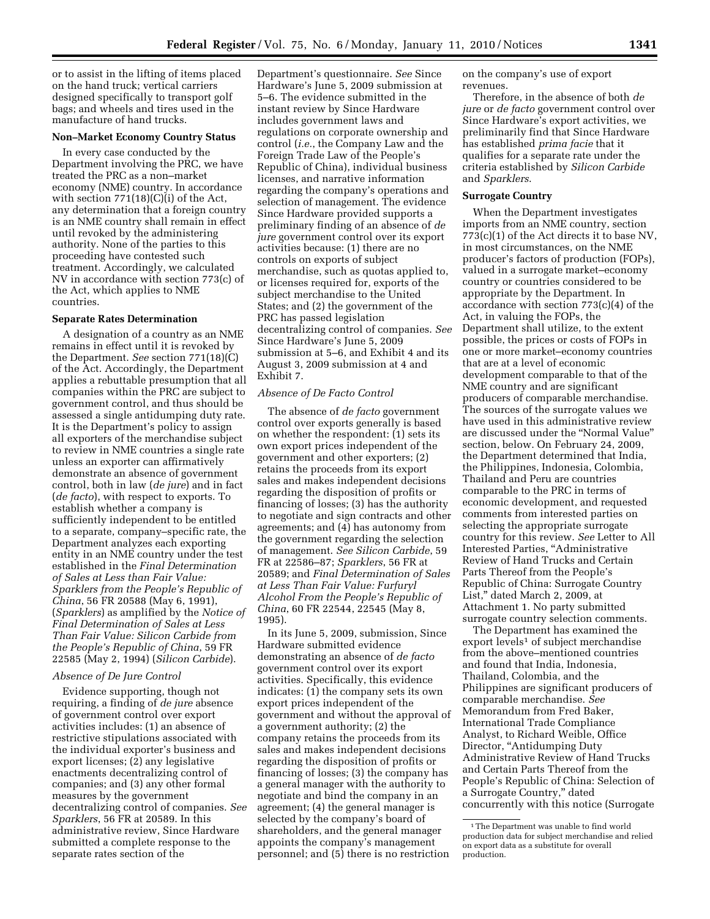or to assist in the lifting of items placed on the hand truck; vertical carriers designed specifically to transport golf bags; and wheels and tires used in the manufacture of hand trucks.

**Non–Market Economy Country Status**

In every case conducted by the Department involving the PRC, we have treated the PRC as a non–market economy (NME) country. In accordance with section 771(18)(C)(i) of the Act, any determination that a foreign country is an NME country shall remain in effect until revoked by the administering authority. None of the parties to this proceeding have contested such treatment. Accordingly, we calculated NV in accordance with section 773(c) of the Act, which applies to NME countries.

**Separate Rates Determination**

A designation of a country as an NME remains in effect until it is revoked by the Department. *See* section 771(18)(C) of the Act. Accordingly, the Department applies a rebuttable presumption that all companies within the PRC are subject to government control, and thus should be assessed a single antidumping duty rate. It is the Department's policy to assign all exporters of the merchandise subject to review in NME countries a single rate unless an exporter can affirmatively demonstrate an absence of government control, both in law (*de jure*) and in fact (*de facto*), with respect to exports. To establish whether a company is sufficiently independent to be entitled to a separate, company–specific rate, the Department analyzes each exporting entity in an NME country under the test established in the *Final Determination of Sales at Less than Fair Value: Sparklers from the People's Republic of China*, 56 FR 20588 (May 6, 1991), (*Sparklers*) as amplified by the *Notice of Final Determination of Sales at Less Than Fair Value: Silicon Carbide from the People's Republic of China*, 59 FR 22585 (May 2, 1994) (*Silicon Carbide*).

*Absence of De Jure Control*

Evidence supporting, though not requiring, a finding of *de jure* absence of government control over export activities includes: (1) an absence of restrictive stipulations associated with the individual exporter's business and export licenses; (2) any legislative enactments decentralizing control of companies; and (3) any other formal measures by the government decentralizing control of companies. *See Sparklers*, 56 FR at 20589. In this administrative review, Since Hardware submitted a complete response to the separate rates section of the Department's questionnaire. *See* Since Hardware's June 5, 2009 submission at 5–6. The evidence submitted in the instant review by Since Hardware includes government laws and regulations on corporate ownership and control (*i.e.*, the Company Law and the Foreign Trade Law of the People's Republic of China), individual business licenses, and narrative information regarding the company's operations and selection of management. The evidence Since Hardware provided supports a preliminary finding of an absence of *de jure* government control over its export activities because: (1) there are no controls on exports of subject merchandise, such as quotas applied to, or licenses required for, exports of the subject merchandise to the United States; and (2) the government of the PRC has passed legislation decentralizing control of companies. *See* Since Hardware's June 5, 2009 submission at 5–6, and Exhibit 4 and its August 3, 2009 submission at 4 and Exhibit 7.

*Absence of De Facto Control*

The absence of *de facto* government control over exports generally is based on whether the respondent: (1) sets its own export prices independent of the government and other exporters; (2) retains the proceeds from its export sales and makes independent decisions regarding the disposition of profits or financing of losses; (3) has the authority to negotiate and sign contracts and other agreements; and (4) has autonomy from the government regarding the selection of management. *See Silicon Carbide*, 59 FR at 22586–87; *Sparklers*, 56 FR at 20589; and *Final Determination of Sales at Less Than Fair Value: Furfuryl Alcohol From the People's Republic of China*, 60 FR 22544, 22545 (May 8, 1995).

In its June 5, 2009, submission, Since Hardware submitted evidence demonstrating an absence of *de facto* government control over its export activities. Specifically, this evidence indicates: (1) the company sets its own export prices independent of the government and without the approval of a government authority; (2) the company retains the proceeds from its sales and makes independent decisions regarding the disposition of profits or financing of losses; (3) the company has a general manager with the authority to negotiate and bind the company in an agreement; (4) the general manager is selected by the company's board of shareholders, and the general manager appoints the company's management personnel; and (5) there is no restriction on the company's use of export revenues.

Therefore, in the absence of both *de jure* or *de facto* government control over Since Hardware's export activities, we preliminarily find that Since Hardware has established *prima facie* that it qualifies for a separate rate under the criteria established by *Silicon Carbide* and *Sparklers*.

**Surrogate Country**

When the Department investigates imports from an NME country, section 773(c)(1) of the Act directs it to base NV, in most circumstances, on the NME producer's factors of production (FOPs), valued in a surrogate market–economy country or countries considered to be appropriate by the Department. In accordance with section 773(c)(4) of the Act, in valuing the FOPs, the Department shall utilize, to the extent possible, the prices or costs of FOPs in one or more market–economy countries that are at a level of economic development comparable to that of the NME country and are significant producers of comparable merchandise. The sources of the surrogate values we have used in this administrative review are discussed under the "Normal Value" section, below. On February 24, 2009, the Department determined that India, the Philippines, Indonesia, Colombia, Thailand and Peru are countries comparable to the PRC in terms of economic development, and requested comments from interested parties on selecting the appropriate surrogate country for this review. *See* Letter to All Interested Parties, "Administrative Review of Hand Trucks and Certain Parts Thereof from the People's Republic of China: Surrogate Country List," dated March 2, 2009, at Attachment 1. No party submitted surrogate country selection comments.

The Department has examined the export levels[1] of subject merchandise from the above–mentioned countries and found that India, Indonesia, Thailand, Colombia, and the Philippines are significant producers of comparable merchandise. *See* Memorandum from Fred Baker, International Trade Compliance Analyst, to Richard Weible, Office Director, "Antidumping Duty Administrative Review of Hand Trucks and Certain Parts Thereof from the People's Republic of China: Selection of a Surrogate Country," dated concurrently with this notice (Surrogate

[1] The Department was unable to find world production data for subject merchandise and relied on export data as a substitute for overall production.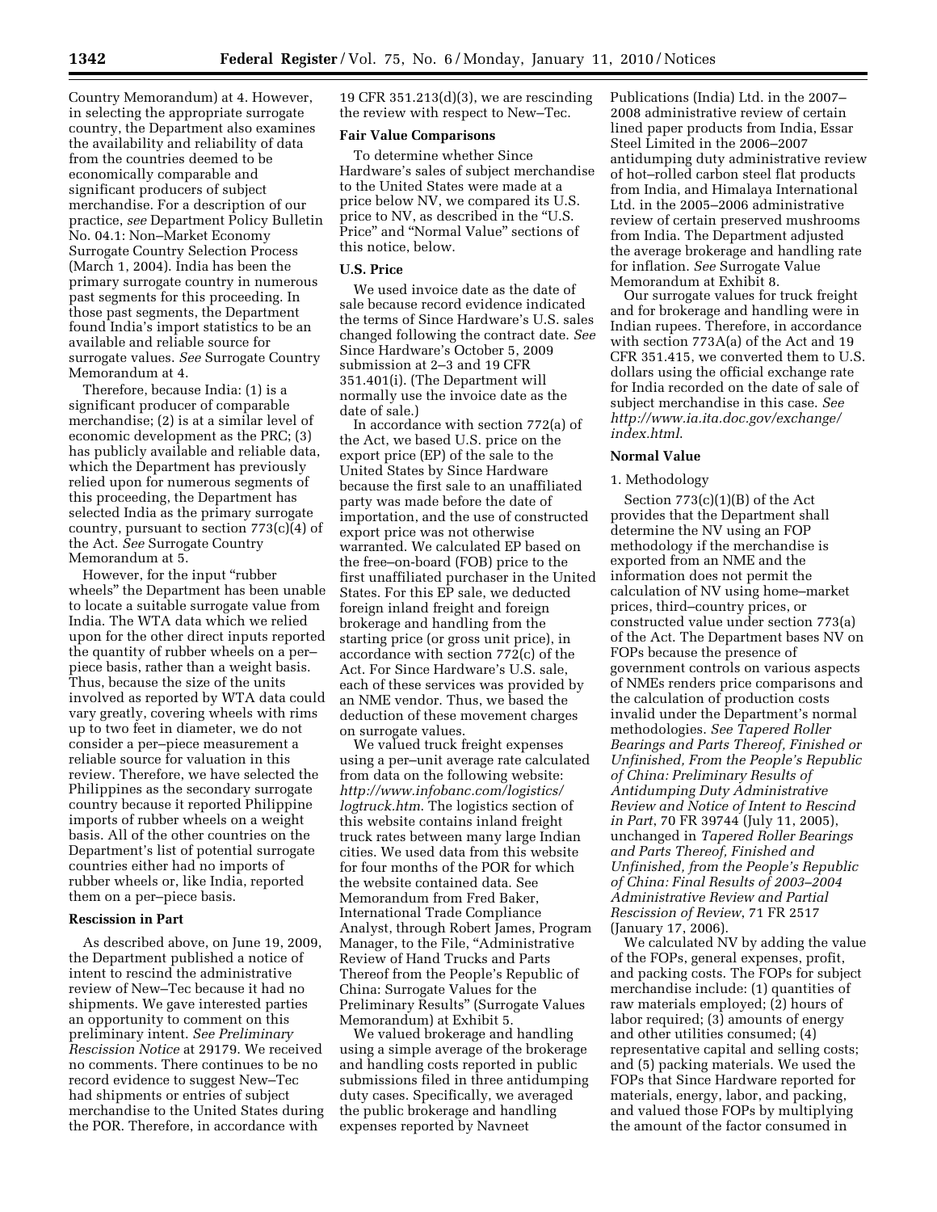Country Memorandum) at 4. However, in selecting the appropriate surrogate country, the Department also examines the availability and reliability of data from the countries deemed to be economically comparable and significant producers of subject merchandise. For a description of our practice, *see* Department Policy Bulletin No. 04.1: Non–Market Economy Surrogate Country Selection Process (March 1, 2004). India has been the primary surrogate country in numerous past segments for this proceeding. In those past segments, the Department found India's import statistics to be an available and reliable source for surrogate values. *See* Surrogate Country Memorandum at 4.

Therefore, because India: (1) is a significant producer of comparable merchandise; (2) is at a similar level of economic development as the PRC; (3) has publicly available and reliable data, which the Department has previously relied upon for numerous segments of this proceeding, the Department has selected India as the primary surrogate country, pursuant to section 773(c)(4) of the Act. *See* Surrogate Country Memorandum at 5.

However, for the input "rubber wheels" the Department has been unable to locate a suitable surrogate value from India. The WTA data which we relied upon for the other direct inputs reported the quantity of rubber wheels on a per–piece basis, rather than a weight basis. Thus, because the size of the units involved as reported by WTA data could vary greatly, covering wheels with rims up to two feet in diameter, we do not consider a per–piece measurement a reliable source for valuation in this review. Therefore, we have selected the Philippines as the secondary surrogate country because it reported Philippine imports of rubber wheels on a weight basis. All of the other countries on the Department's list of potential surrogate countries either had no imports of rubber wheels or, like India, reported them on a per–piece basis.

**Rescission in Part**

As described above, on June 19, 2009, the Department published a notice of intent to rescind the administrative review of New–Tec because it had no shipments. We gave interested parties an opportunity to comment on this preliminary intent. *See Preliminary Rescission Notice* at 29179. We received no comments. There continues to be no record evidence to suggest New–Tec had shipments or entries of subject merchandise to the United States during the POR. Therefore, in accordance with 19 CFR 351.213(d)(3), we are rescinding the review with respect to New–Tec.

**Fair Value Comparisons**

To determine whether Since Hardware's sales of subject merchandise to the United States were made at a price below NV, we compared its U.S. price to NV, as described in the "U.S. Price" and "Normal Value" sections of this notice, below.

**U.S. Price**

We used invoice date as the date of sale because record evidence indicated the terms of Since Hardware's U.S. sales changed following the contract date. *See* Since Hardware's October 5, 2009 submission at 2–3 and 19 CFR 351.401(i). (The Department will normally use the invoice date as the date of sale.)

In accordance with section 772(a) of the Act, we based U.S. price on the export price (EP) of the sale to the United States by Since Hardware because the first sale to an unaffiliated party was made before the date of importation, and the use of constructed export price was not otherwise warranted. We calculated EP based on the free–on-board (FOB) price to the first unaffiliated purchaser in the United States. For this EP sale, we deducted foreign inland freight and foreign brokerage and handling from the starting price (or gross unit price), in accordance with section 772(c) of the Act. For Since Hardware's U.S. sale, each of these services was provided by an NME vendor. Thus, we based the deduction of these movement charges on surrogate values.

We valued truck freight expenses using a per–unit average rate calculated from data on the following website: *http://www.infobanc.com/logistics/logtruck.htm*. The logistics section of this website contains inland freight truck rates between many large Indian cities. We used data from this website for four months of the POR for which the website contained data. See Memorandum from Fred Baker, International Trade Compliance Analyst, through Robert James, Program Manager, to the File, "Administrative Review of Hand Trucks and Parts Thereof from the People's Republic of China: Surrogate Values for the Preliminary Results" (Surrogate Values Memorandum) at Exhibit 5.

We valued brokerage and handling using a simple average of the brokerage and handling costs reported in public submissions filed in three antidumping duty cases. Specifically, we averaged the public brokerage and handling expenses reported by Navneet Publications (India) Ltd. in the 2007–2008 administrative review of certain lined paper products from India, Essar Steel Limited in the 2006–2007 antidumping duty administrative review of hot–rolled carbon steel flat products from India, and Himalaya International Ltd. in the 2005–2006 administrative review of certain preserved mushrooms from India. The Department adjusted the average brokerage and handling rate for inflation. *See* Surrogate Value Memorandum at Exhibit 8.

Our surrogate values for truck freight and for brokerage and handling were in Indian rupees. Therefore, in accordance with section 773A(a) of the Act and 19 CFR 351.415, we converted them to U.S. dollars using the official exchange rate for India recorded on the date of sale of subject merchandise in this case. *See http://www.ia.ita.doc.gov/exchange/index.html*.

**Normal Value**

1. Methodology

Section 773(c)(1)(B) of the Act provides that the Department shall determine the NV using an FOP methodology if the merchandise is exported from an NME and the information does not permit the calculation of NV using home–market prices, third–country prices, or constructed value under section 773(a) of the Act. The Department bases NV on FOPs because the presence of government controls on various aspects of NMEs renders price comparisons and the calculation of production costs invalid under the Department's normal methodologies. *See Tapered Roller Bearings and Parts Thereof, Finished or Unfinished, From the People's Republic of China: Preliminary Results of Antidumping Duty Administrative Review and Notice of Intent to Rescind in Part*, 70 FR 39744 (July 11, 2005), unchanged in *Tapered Roller Bearings and Parts Thereof, Finished and Unfinished, from the People's Republic of China: Final Results of 2003–2004 Administrative Review and Partial Rescission of Review*, 71 FR 2517 (January 17, 2006).

We calculated NV by adding the value of the FOPs, general expenses, profit, and packing costs. The FOPs for subject merchandise include: (1) quantities of raw materials employed; (2) hours of labor required; (3) amounts of energy and other utilities consumed; (4) representative capital and selling costs; and (5) packing materials. We used the FOPs that Since Hardware reported for materials, energy, labor, and packing, and valued those FOPs by multiplying the amount of the factor consumed in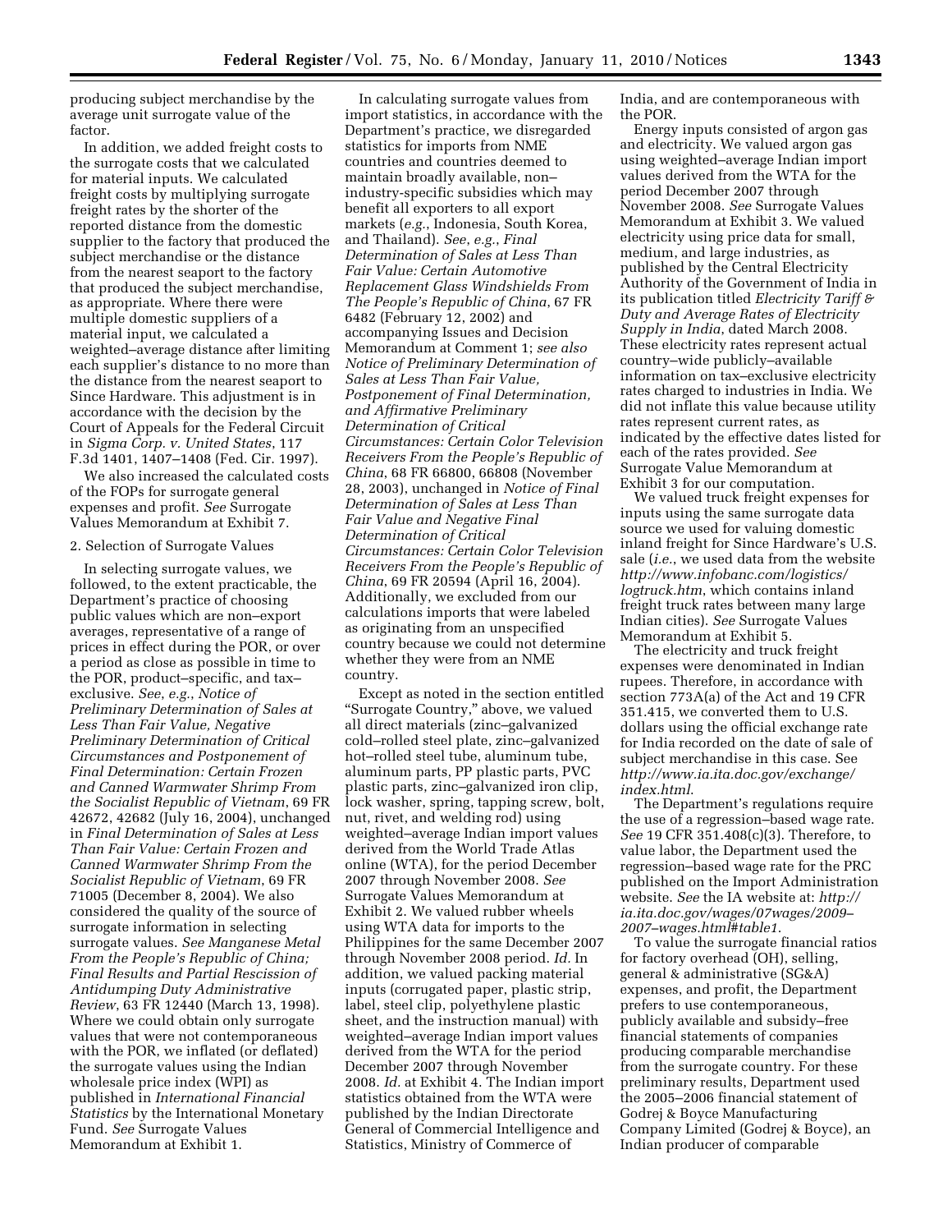producing subject merchandise by the average unit surrogate value of the factor.

In addition, we added freight costs to the surrogate costs that we calculated for material inputs. We calculated freight costs by multiplying surrogate freight rates by the shorter of the reported distance from the domestic supplier to the factory that produced the subject merchandise or the distance from the nearest seaport to the factory that produced the subject merchandise, as appropriate. Where there were multiple domestic suppliers of a material input, we calculated a weighted–average distance after limiting each supplier's distance to no more than the distance from the nearest seaport to Since Hardware. This adjustment is in accordance with the decision by the Court of Appeals for the Federal Circuit in *Sigma Corp. v. United States*, 117 F.3d 1401, 1407–1408 (Fed. Cir. 1997).

We also increased the calculated costs of the FOPs for surrogate general expenses and profit. *See* Surrogate Values Memorandum at Exhibit 7.

2. Selection of Surrogate Values

In selecting surrogate values, we followed, to the extent practicable, the Department's practice of choosing public values which are non–export averages, representative of a range of prices in effect during the POR, or over a period as close as possible in time to the POR, product–specific, and tax–exclusive. *See*, *e.g.*, *Notice of Preliminary Determination of Sales at Less Than Fair Value, Negative Preliminary Determination of Critical Circumstances and Postponement of Final Determination: Certain Frozen and Canned Warmwater Shrimp From the Socialist Republic of Vietnam*, 69 FR 42672, 42682 (July 16, 2004), unchanged in *Final Determination of Sales at Less Than Fair Value: Certain Frozen and Canned Warmwater Shrimp From the Socialist Republic of Vietnam*, 69 FR 71005 (December 8, 2004). We also considered the quality of the source of surrogate information in selecting surrogate values. *See Manganese Metal From the People's Republic of China; Final Results and Partial Rescission of Antidumping Duty Administrative Review*, 63 FR 12440 (March 13, 1998). Where we could obtain only surrogate values that were not contemporaneous with the POR, we inflated (or deflated) the surrogate values using the Indian wholesale price index (WPI) as published in *International Financial Statistics* by the International Monetary Fund. *See* Surrogate Values Memorandum at Exhibit 1.

In calculating surrogate values from import statistics, in accordance with the Department's practice, we disregarded statistics for imports from NME countries and countries deemed to maintain broadly available, non–industry-specific subsidies which may benefit all exporters to all export markets (*e.g.*, Indonesia, South Korea, and Thailand). *See*, *e.g.*, *Final Determination of Sales at Less Than Fair Value: Certain Automotive Replacement Glass Windshields From The People's Republic of China*, 67 FR 6482 (February 12, 2002) and accompanying Issues and Decision Memorandum at Comment 1; *see also Notice of Preliminary Determination of Sales at Less Than Fair Value, Postponement of Final Determination, and Affirmative Preliminary Determination of Critical Circumstances: Certain Color Television Receivers From the People's Republic of China*, 68 FR 66800, 66808 (November 28, 2003), unchanged in *Notice of Final Determination of Sales at Less Than Fair Value and Negative Final Determination of Critical Circumstances: Certain Color Television Receivers From the People's Republic of China*, 69 FR 20594 (April 16, 2004). Additionally, we excluded from our calculations imports that were labeled as originating from an unspecified country because we could not determine whether they were from an NME country.

Except as noted in the section entitled "Surrogate Country," above, we valued all direct materials (zinc–galvanized cold–rolled steel plate, zinc–galvanized hot–rolled steel tube, aluminum tube, aluminum parts, PP plastic parts, PVC plastic parts, zinc–galvanized iron clip, lock washer, spring, tapping screw, bolt, nut, rivet, and welding rod) using weighted–average Indian import values derived from the World Trade Atlas online (WTA), for the period December 2007 through November 2008. *See* Surrogate Values Memorandum at Exhibit 2. We valued rubber wheels using WTA data for imports to the Philippines for the same December 2007 through November 2008 period. *Id.* In addition, we valued packing material inputs (corrugated paper, plastic strip, label, steel clip, polyethylene plastic sheet, and the instruction manual) with weighted–average Indian import values derived from the WTA for the period December 2007 through November 2008. *Id.* at Exhibit 4. The Indian import statistics obtained from the WTA were published by the Indian Directorate General of Commercial Intelligence and Statistics, Ministry of Commerce of India, and are contemporaneous with the POR.

Energy inputs consisted of argon gas and electricity. We valued argon gas using weighted–average Indian import values derived from the WTA for the period December 2007 through November 2008. *See* Surrogate Values Memorandum at Exhibit 3. We valued electricity using price data for small, medium, and large industries, as published by the Central Electricity Authority of the Government of India in its publication titled *Electricity Tariff & Duty and Average Rates of Electricity Supply in India*, dated March 2008. These electricity rates represent actual country–wide publicly–available information on tax–exclusive electricity rates charged to industries in India. We did not inflate this value because utility rates represent current rates, as indicated by the effective dates listed for each of the rates provided. *See* Surrogate Value Memorandum at Exhibit 3 for our computation.

We valued truck freight expenses for inputs using the same surrogate data source we used for valuing domestic inland freight for Since Hardware's U.S. sale (*i.e.*, we used data from the website *http://www.infobanc.com/logistics/logtruck.htm*, which contains inland freight truck rates between many large Indian cities). *See* Surrogate Values Memorandum at Exhibit 5.

The electricity and truck freight expenses were denominated in Indian rupees. Therefore, in accordance with section 773A(a) of the Act and 19 CFR 351.415, we converted them to U.S. dollars using the official exchange rate for India recorded on the date of sale of subject merchandise in this case. See *http://www.ia.ita.doc.gov/exchange/index.html*.

The Department's regulations require the use of a regression–based wage rate. *See* 19 CFR 351.408(c)(3). Therefore, to value labor, the Department used the regression–based wage rate for the PRC published on the Import Administration website. *See* the IA website at: *http://ia.ita.doc.gov/wages/07wages/2009–2007–wages.html#table1*.

To value the surrogate financial ratios for factory overhead (OH), selling, general & administrative (SG&A) expenses, and profit, the Department prefers to use contemporaneous, publicly available and subsidy–free financial statements of companies producing comparable merchandise from the surrogate country. For these preliminary results, Department used the 2005–2006 financial statement of Godrej & Boyce Manufacturing Company Limited (Godrej & Boyce), an Indian producer of comparable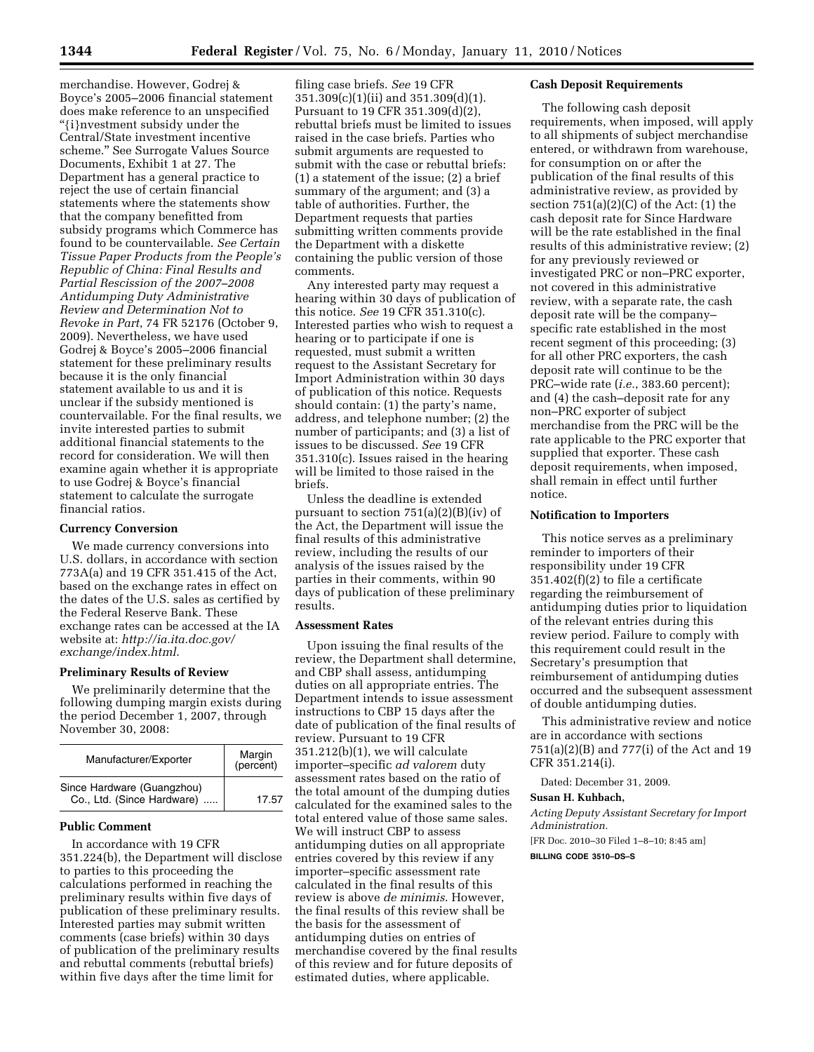merchandise. However, Godrej & Boyce's 2005–2006 financial statement does make reference to an unspecified "{i}nvestment subsidy under the Central/State investment incentive scheme." See Surrogate Values Source Documents, Exhibit 1 at 27. The Department has a general practice to reject the use of certain financial statements where the statements show that the company benefitted from subsidy programs which Commerce has found to be countervailable. *See Certain Tissue Paper Products from the People's Republic of China: Final Results and Partial Rescission of the 2007–2008 Antidumping Duty Administrative Review and Determination Not to Revoke in Part*, 74 FR 52176 (October 9, 2009). Nevertheless, we have used Godrej & Boyce's 2005–2006 financial statement for these preliminary results because it is the only financial statement available to us and it is unclear if the subsidy mentioned is countervailable. For the final results, we invite interested parties to submit additional financial statements to the record for consideration. We will then examine again whether it is appropriate to use Godrej & Boyce's financial statement to calculate the surrogate financial ratios.

### Currency Conversion

We made currency conversions into U.S. dollars, in accordance with section 773A(a) and 19 CFR 351.415 of the Act, based on the exchange rates in effect on the dates of the U.S. sales as certified by the Federal Reserve Bank. These exchange rates can be accessed at the IA website at: *http://ia.ita.doc.gov/exchange/index.html*.

### Preliminary Results of Review

We preliminarily determine that the following dumping margin exists during the period December 1, 2007, through November 30, 2008:

| Manufacturer/Exporter | Margin (percent) |
|---|---|
| Since Hardware (Guangzhou) Co., Ltd. (Since Hardware) ..... | 17.57 |

### Public Comment

In accordance with 19 CFR 351.224(b), the Department will disclose to parties to this proceeding the calculations performed in reaching the preliminary results within five days of publication of these preliminary results. Interested parties may submit written comments (case briefs) within 30 days of publication of the preliminary results and rebuttal comments (rebuttal briefs) within five days after the time limit for filing case briefs. *See* 19 CFR 351.309(c)(1)(ii) and 351.309(d)(1). Pursuant to 19 CFR 351.309(d)(2), rebuttal briefs must be limited to issues raised in the case briefs. Parties who submit arguments are requested to submit with the case or rebuttal briefs: (1) a statement of the issue; (2) a brief summary of the argument; and (3) a table of authorities. Further, the Department requests that parties submitting written comments provide the Department with a diskette containing the public version of those comments.

Any interested party may request a hearing within 30 days of publication of this notice. *See* 19 CFR 351.310(c). Interested parties who wish to request a hearing or to participate if one is requested, must submit a written request to the Assistant Secretary for Import Administration within 30 days of publication of this notice. Requests should contain: (1) the party's name, address, and telephone number; (2) the number of participants; and (3) a list of issues to be discussed. *See* 19 CFR 351.310(c). Issues raised in the hearing will be limited to those raised in the briefs.

Unless the deadline is extended pursuant to section 751(a)(2)(B)(iv) of the Act, the Department will issue the final results of this administrative review, including the results of our analysis of the issues raised by the parties in their comments, within 90 days of publication of these preliminary results.

### Assessment Rates

Upon issuing the final results of the review, the Department shall determine, and CBP shall assess, antidumping duties on all appropriate entries. The Department intends to issue assessment instructions to CBP 15 days after the date of publication of the final results of review. Pursuant to 19 CFR 351.212(b)(1), we will calculate importer–specific *ad valorem* duty assessment rates based on the ratio of the total amount of the dumping duties calculated for the examined sales to the total entered value of those same sales. We will instruct CBP to assess antidumping duties on all appropriate entries covered by this review if any importer–specific assessment rate calculated in the final results of this review is above *de minimis*. However, the final results of this review shall be the basis for the assessment of antidumping duties on entries of merchandise covered by the final results of this review and for future deposits of estimated duties, where applicable.

### Cash Deposit Requirements

The following cash deposit requirements, when imposed, will apply to all shipments of subject merchandise entered, or withdrawn from warehouse, for consumption on or after the publication of the final results of this administrative review, as provided by section 751(a)(2)(C) of the Act: (1) the cash deposit rate for Since Hardware will be the rate established in the final results of this administrative review; (2) for any previously reviewed or investigated PRC or non–PRC exporter, not covered in this administrative review, with a separate rate, the cash deposit rate will be the company–specific rate established in the most recent segment of this proceeding; (3) for all other PRC exporters, the cash deposit rate will continue to be the PRC–wide rate (*i.e.*, 383.60 percent); and (4) the cash–deposit rate for any non–PRC exporter of subject merchandise from the PRC will be the rate applicable to the PRC exporter that supplied that exporter. These cash deposit requirements, when imposed, shall remain in effect until further notice.

### Notification to Importers

This notice serves as a preliminary reminder to importers of their responsibility under 19 CFR 351.402(f)(2) to file a certificate regarding the reimbursement of antidumping duties prior to liquidation of the relevant entries during this review period. Failure to comply with this requirement could result in the Secretary's presumption that reimbursement of antidumping duties occurred and the subsequent assessment of double antidumping duties.

This administrative review and notice are in accordance with sections 751(a)(2)(B) and 777(i) of the Act and 19 CFR 351.214(i).

Dated: December 31, 2009.

**Susan H. Kuhbach,**

*Acting Deputy Assistant Secretary for Import Administration.*

[FR Doc. 2010–30 Filed 1–8–10; 8:45 am]

**BILLING CODE 3510–DS–S**